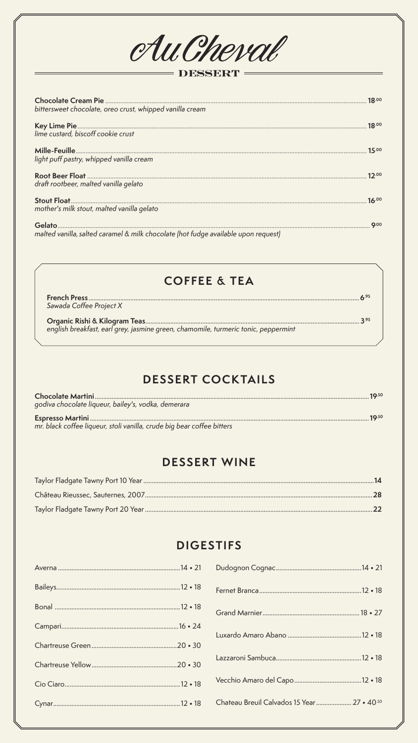# Au Cheval

## DESSERT

**Chocolate Cream Pie** ........ 18.00
*bittersweet chocolate, oreo crust, whipped vanilla cream*

**Key Lime Pie** ........ 18.00
*lime custard, biscoff cookie crust*

**Mille-Feuille** ........ 15.00
*light puff pastry, whipped vanilla cream*

**Root Beer Float** ........ 12.00
*draft rootbeer, malted vanilla gelato*

**Stout Float** ........ 16.00
*mother's milk stout, malted vanilla gelato*

**Gelato** ........ 9.00
*malted vanilla, salted caramel & milk chocolate (hot fudge available upon request)*

## COFFEE & TEA

**French Press** ........ 6.95
*Sawada Coffee Project X*

**Organic Rishi & Kilogram Teas** ........ 3.95
*english breakfast, earl grey, jasmine green, chamomile, turmeric tonic, peppermint*

## DESSERT COCKTAILS

**Chocolate Martini** ........ 19.50
*godiva chocolate liqueur, bailey's, vodka, demerara*

**Espresso Martini** ........ 19.50
*mr. black coffee liqueur, stoli vanilla, crude big bear coffee bitters*

## DESSERT WINE

Taylor Fladgate Tawny Port 10 Year ........ **14**

Château Rieussec, Sauternes, 2007 ........ **28**

Taylor Fladgate Tawny Port 20 Year ........ **22**

## DIGESTIFS

Averna ........ 14 • 21

Baileys ........ 12 • 18

Bonal ........ 12 • 18

Campari ........ 16 • 24

Chartreuse Green ........ 20 • 30

Chartreuse Yellow ........ 20 • 30

Cio Ciaro ........ 12 • 18

Cynar ........ 12 • 18

Dudognon Cognac ........ 14 • 21

Fernet Branca ........ 12 • 18

Grand Marnier ........ 18 • 27

Luxardo Amaro Abano ........ 12 • 18

Lazzaroni Sambuca ........ 12 • 18

Vecchio Amaro del Capo ........ 12 • 18

Chateau Breuil Calvados 15 Year ........ 27 • 40.50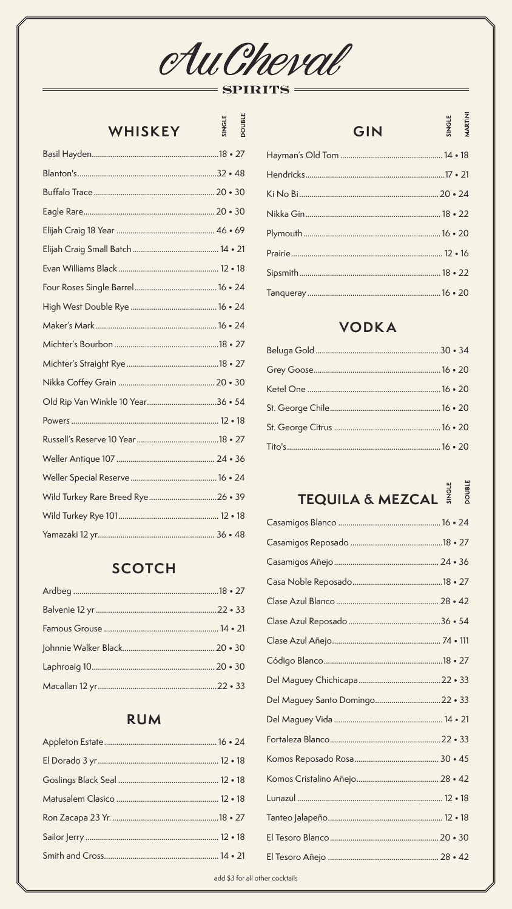# Au Cheval

## SPIRITS

## WHISKEY

| | SINGLE | DOUBLE |
|---|---|---|
| Basil Hayden | 18 | 27 |
| Blanton's | 32 | 48 |
| Buffalo Trace | 20 | 30 |
| Eagle Rare | 20 | 30 |
| Elijah Craig 18 Year | 46 | 69 |
| Elijah Craig Small Batch | 14 | 21 |
| Evan Williams Black | 12 | 18 |
| Four Roses Single Barrel | 16 | 24 |
| High West Double Rye | 16 | 24 |
| Maker's Mark | 16 | 24 |
| Michter's Bourbon | 18 | 27 |
| Michter's Straight Rye | 18 | 27 |
| Nikka Coffey Grain | 20 | 30 |
| Old Rip Van Winkle 10 Year | 36 | 54 |
| Powers | 12 | 18 |
| Russell's Reserve 10 Year | 18 | 27 |
| Weller Antique 107 | 24 | 36 |
| Weller Special Reserve | 16 | 24 |
| Wild Turkey Rare Breed Rye | 26 | 39 |
| Wild Turkey Rye 101 | 12 | 18 |
| Yamazaki 12 yr | 36 | 48 |

## SCOTCH

| | | |
|---|---|---|
| Ardbeg | 18 | 27 |
| Balvenie 12 yr | 22 | 33 |
| Famous Grouse | 14 | 21 |
| Johnnie Walker Black | 20 | 30 |
| Laphroaig 10 | 20 | 30 |
| Macallan 12 yr | 22 | 33 |

## RUM

| | | |
|---|---|---|
| Appleton Estate | 16 | 24 |
| El Dorado 3 yr | 12 | 18 |
| Goslings Black Seal | 12 | 18 |
| Matusalem Clasico | 12 | 18 |
| Ron Zacapa 23 Yr. | 18 | 27 |
| Sailor Jerry | 12 | 18 |
| Smith and Cross | 14 | 21 |

## GIN

| | SINGLE | MARTINI |
|---|---|---|
| Hayman's Old Tom | 14 | 18 |
| Hendricks | 17 | 21 |
| Ki No Bi | 20 | 24 |
| Nikka Gin | 18 | 22 |
| Plymouth | 16 | 20 |
| Prairie | 12 | 16 |
| Sipsmith | 18 | 22 |
| Tanqueray | 16 | 20 |

## VODKA

| | | |
|---|---|---|
| Beluga Gold | 30 | 34 |
| Grey Goose | 16 | 20 |
| Ketel One | 16 | 20 |
| St. George Chile | 16 | 20 |
| St. George Citrus | 16 | 20 |
| Tito's | 16 | 20 |

## TEQUILA & MEZCAL

| | SINGLE | DOUBLE |
|---|---|---|
| Casamigos Blanco | 16 | 24 |
| Casamigos Reposado | 18 | 27 |
| Casamigos Añejo | 24 | 36 |
| Casa Noble Reposado | 18 | 27 |
| Clase Azul Blanco | 28 | 42 |
| Clase Azul Reposado | 36 | 54 |
| Clase Azul Añejo | 74 | 111 |
| Código Blanco | 18 | 27 |
| Del Maguey Chichicapa | 22 | 33 |
| Del Maguey Santo Domingo | 22 | 33 |
| Del Maguey Vida | 14 | 21 |
| Fortaleza Blanco | 22 | 33 |
| Komos Reposado Rosa | 30 | 45 |
| Komos Cristalino Añejo | 28 | 42 |
| Lunazul | 12 | 18 |
| Tanteo Jalapeño | 12 | 18 |
| El Tesoro Blanco | 20 | 30 |
| El Tesoro Añejo | 28 | 42 |

add $3 for all other cocktails